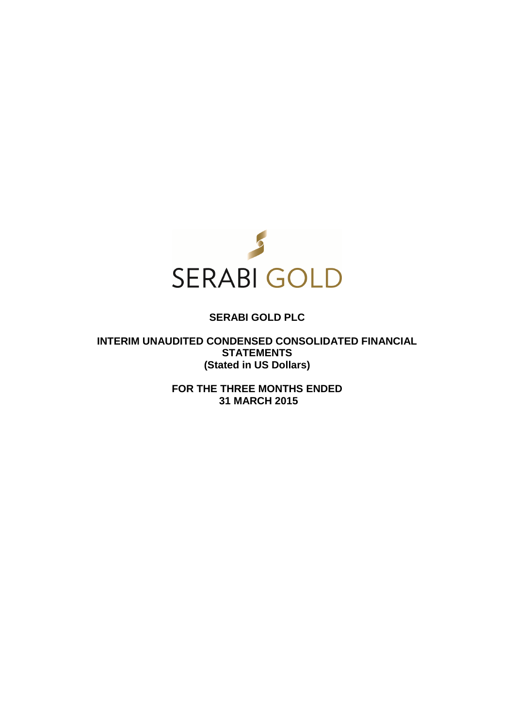SERABI GOLD

# SERABI GOLD PLC

## INTERIM UNAUDITED CONDENSED CONSOLIDATED FINANCIAL STATEMENTS
## (Stated in US Dollars)

## FOR THE THREE MONTHS ENDED
## 31 MARCH 2015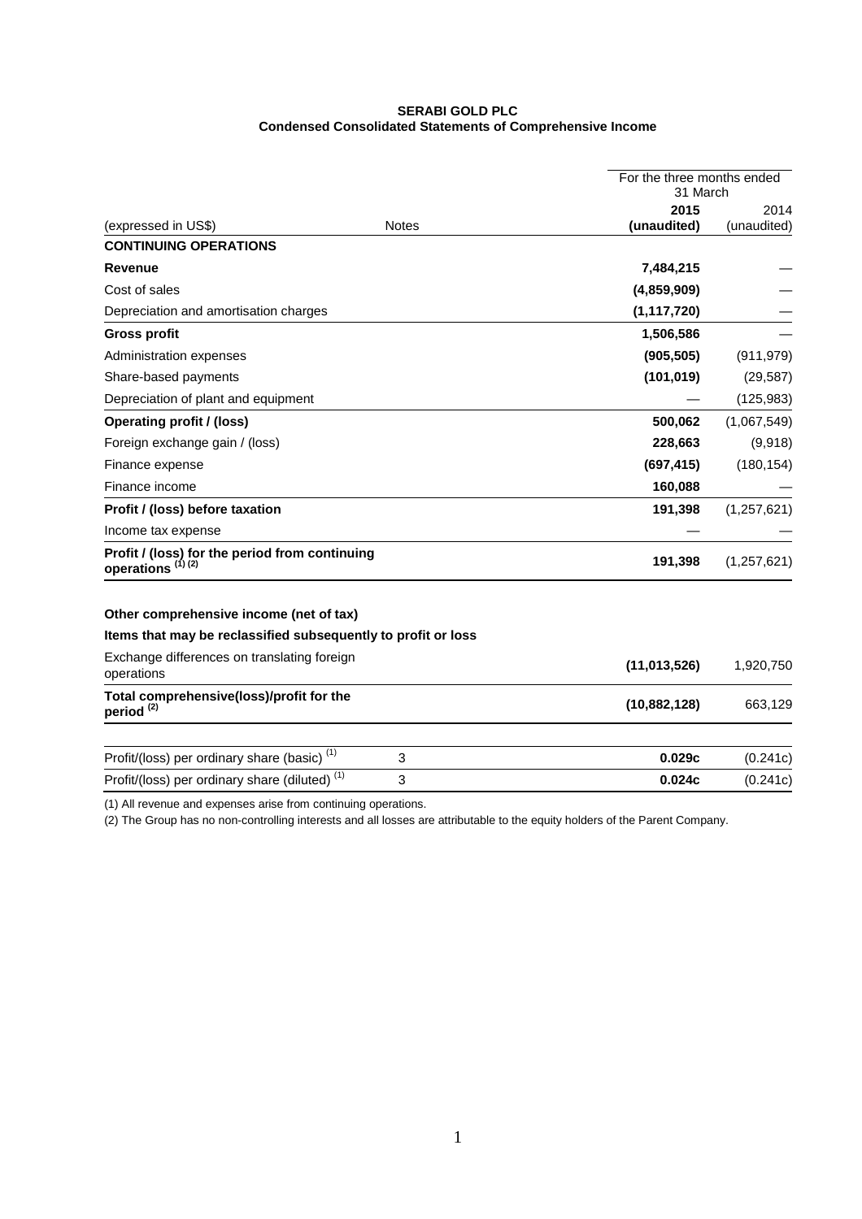**SERABI GOLD PLC**
**Condensed Consolidated Statements of Comprehensive Income**

| | | For the three months ended 31 March | |
|---|---|---|---|
| (expressed in US$) | Notes | **2015 (unaudited)** | 2014 (unaudited) |
| **CONTINUING OPERATIONS** | | | |
| **Revenue** | | **7,484,215** | — |
| Cost of sales | | **(4,859,909)** | — |
| Depreciation and amortisation charges | | **(1,117,720)** | — |
| **Gross profit** | | **1,506,586** | — |
| Administration expenses | | **(905,505)** | (911,979) |
| Share-based payments | | **(101,019)** | (29,587) |
| Depreciation of plant and equipment | | — | (125,983) |
| **Operating profit / (loss)** | | **500,062** | (1,067,549) |
| Foreign exchange gain / (loss) | | **228,663** | (9,918) |
| Finance expense | | **(697,415)** | (180,154) |
| Finance income | | **160,088** | — |
| **Profit / (loss) before taxation** | | **191,398** | (1,257,621) |
| Income tax expense | | — | — |
| **Profit / (loss) for the period from continuing operations (1) (2)** | | **191,398** | (1,257,621) |
| | | | |
| **Other comprehensive income (net of tax)** | | | |
| **Items that may be reclassified subsequently to profit or loss** | | | |
| Exchange differences on translating foreign operations | | **(11,013,526)** | 1,920,750 |
| **Total comprehensive(loss)/profit for the period (2)** | | **(10,882,128)** | 663,129 |
| | | | |
| Profit/(loss) per ordinary share (basic) (1) | 3 | **0.029c** | (0.241c) |
| Profit/(loss) per ordinary share (diluted) (1) | 3 | **0.024c** | (0.241c) |

(1) All revenue and expenses arise from continuing operations.

(2) The Group has no non-controlling interests and all losses are attributable to the equity holders of the Parent Company.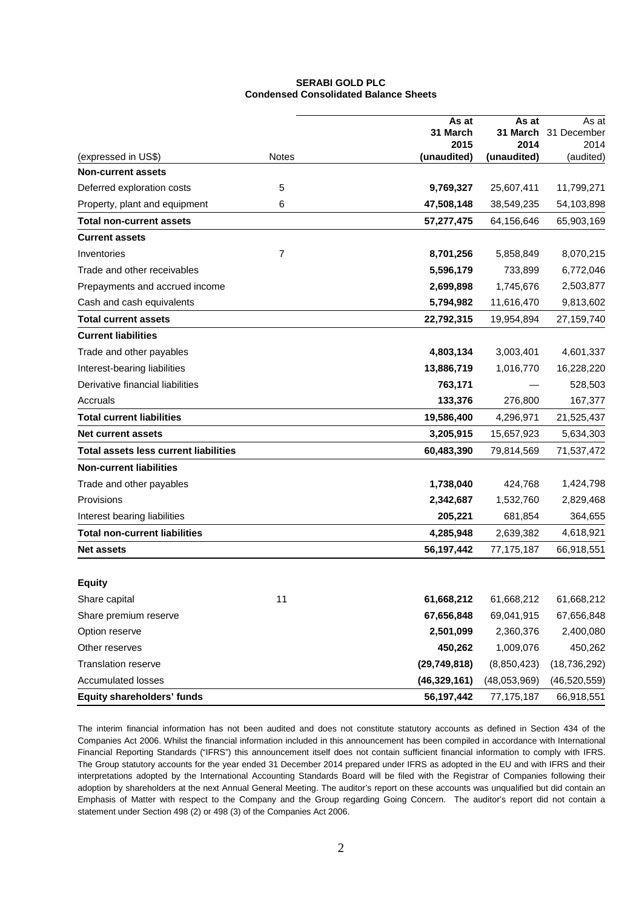**SERABI GOLD PLC**
**Condensed Consolidated Balance Sheets**

| (expressed in US$) | Notes | As at 31 March 2015 (unaudited) | As at 31 March 2014 (unaudited) | As at 31 December 2014 (audited) |
|---|---|---|---|---|
| **Non-current assets** | | | | |
| Deferred exploration costs | 5 | **9,769,327** | 25,607,411 | 11,799,271 |
| Property, plant and equipment | 6 | **47,508,148** | 38,549,235 | 54,103,898 |
| **Total non-current assets** | | **57,277,475** | 64,156,646 | 65,903,169 |
| **Current assets** | | | | |
| Inventories | 7 | **8,701,256** | 5,858,849 | 8,070,215 |
| Trade and other receivables | | **5,596,179** | 733,899 | 6,772,046 |
| Prepayments and accrued income | | **2,699,898** | 1,745,676 | 2,503,877 |
| Cash and cash equivalents | | **5,794,982** | 11,616,470 | 9,813,602 |
| **Total current assets** | | **22,792,315** | 19,954,894 | 27,159,740 |
| **Current liabilities** | | | | |
| Trade and other payables | | **4,803,134** | 3,003,401 | 4,601,337 |
| Interest-bearing liabilities | | **13,886,719** | 1,016,770 | 16,228,220 |
| Derivative financial liabilities | | **763,171** | — | 528,503 |
| Accruals | | **133,376** | 276,800 | 167,377 |
| **Total current liabilities** | | **19,586,400** | 4,296,971 | 21,525,437 |
| **Net current assets** | | **3,205,915** | 15,657,923 | 5,634,303 |
| **Total assets less current liabilities** | | **60,483,390** | 79,814,569 | 71,537,472 |
| **Non-current liabilities** | | | | |
| Trade and other payables | | **1,738,040** | 424,768 | 1,424,798 |
| Provisions | | **2,342,687** | 1,532,760 | 2,829,468 |
| Interest bearing liabilities | | **205,221** | 681,854 | 364,655 |
| **Total non-current liabilities** | | **4,285,948** | 2,639,382 | 4,618,921 |
| **Net assets** | | **56,197,442** | 77,175,187 | 66,918,551 |
| | | | | |
| **Equity** | | | | |
| Share capital | 11 | **61,668,212** | 61,668,212 | 61,668,212 |
| Share premium reserve | | **67,656,848** | 69,041,915 | 67,656,848 |
| Option reserve | | **2,501,099** | 2,360,376 | 2,400,080 |
| Other reserves | | **450,262** | 1,009,076 | 450,262 |
| Translation reserve | | **(29,749,818)** | (8,850,423) | (18,736,292) |
| Accumulated losses | | **(46,329,161)** | (48,053,969) | (46,520,559) |
| **Equity shareholders' funds** | | **56,197,442** | 77,175,187 | 66,918,551 |

The interim financial information has not been audited and does not constitute statutory accounts as defined in Section 434 of the Companies Act 2006. Whilst the financial information included in this announcement has been compiled in accordance with International Financial Reporting Standards ("IFRS") this announcement itself does not contain sufficient financial information to comply with IFRS. The Group statutory accounts for the year ended 31 December 2014 prepared under IFRS as adopted in the EU and with IFRS and their interpretations adopted by the International Accounting Standards Board will be filed with the Registrar of Companies following their adoption by shareholders at the next Annual General Meeting. The auditor's report on these accounts was unqualified but did contain an Emphasis of Matter with respect to the Company and the Group regarding Going Concern. The auditor's report did not contain a statement under Section 498 (2) or 498 (3) of the Companies Act 2006.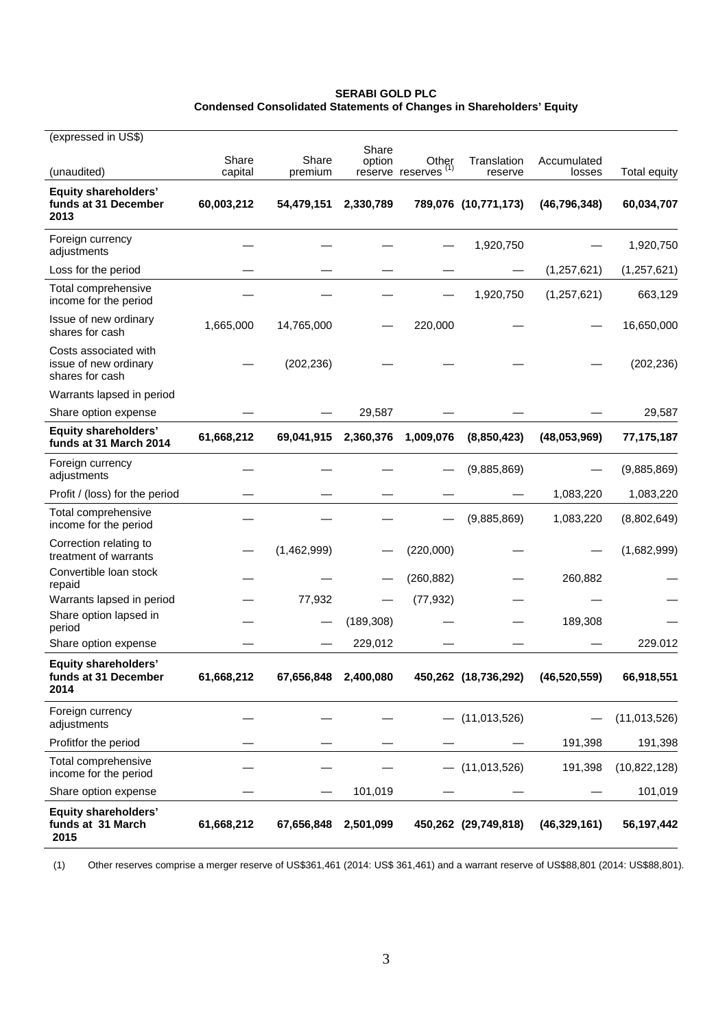**SERABI GOLD PLC**
**Condensed Consolidated Statements of Changes in Shareholders' Equity**

| (expressed in US$)<br>(unaudited) | Share capital | Share premium | Share option reserve | Other reserves [(1)] | Translation reserve | Accumulated losses | Total equity |
|---|---|---|---|---|---|---|---|
| **Equity shareholders' funds at 31 December 2013** | **60,003,212** | **54,479,151** | **2,330,789** | **789,076** | **(10,771,173)** | **(46,796,348)** | **60,034,707** |
| Foreign currency adjustments | — | — | — | — | 1,920,750 | — | 1,920,750 |
| Loss for the period | — | — | — | — | — | (1,257,621) | (1,257,621) |
| Total comprehensive income for the period | — | — | — | — | 1,920,750 | (1,257,621) | 663,129 |
| Issue of new ordinary shares for cash | 1,665,000 | 14,765,000 | — | 220,000 | — | — | 16,650,000 |
| Costs associated with issue of new ordinary shares for cash | — | (202,236) | — | — | — | — | (202,236) |
| Warrants lapsed in period | | | | | | | |
| Share option expense | — | — | 29,587 | — | — | — | 29,587 |
| **Equity shareholders' funds at 31 March 2014** | **61,668,212** | **69,041,915** | **2,360,376** | **1,009,076** | **(8,850,423)** | **(48,053,969)** | **77,175,187** |
| Foreign currency adjustments | — | — | — | — | (9,885,869) | — | (9,885,869) |
| Profit / (loss) for the period | — | — | — | — | — | 1,083,220 | 1,083,220 |
| Total comprehensive income for the period | — | — | — | — | (9,885,869) | 1,083,220 | (8,802,649) |
| Correction relating to treatment of warrants | — | (1,462,999) | — | (220,000) | — | — | (1,682,999) |
| Convertible loan stock repaid | — | — | — | (260,882) | — | 260,882 | — |
| Warrants lapsed in period | — | 77,932 | — | (77,932) | — | — | — |
| Share option lapsed in period | — | — | (189,308) | — | — | 189,308 | — |
| Share option expense | — | — | 229,012 | — | — | — | 229.012 |
| **Equity shareholders' funds at 31 December 2014** | **61,668,212** | **67,656,848** | **2,400,080** | **450,262** | **(18,736,292)** | **(46,520,559)** | **66,918,551** |
| Foreign currency adjustments | — | — | — | — | (11,013,526) | — | (11,013,526) |
| Profitfor the period | — | — | — | — | — | 191,398 | 191,398 |
| Total comprehensive income for the period | — | — | — | — | (11,013,526) | 191,398 | (10,822,128) |
| Share option expense | — | — | 101,019 | — | — | — | 101,019 |
| **Equity shareholders' funds at 31 March 2015** | **61,668,212** | **67,656,848** | **2,501,099** | **450,262** | **(29,749,818)** | **(46,329,161)** | **56,197,442** |

(1) Other reserves comprise a merger reserve of US$361,461 (2014: US$ 361,461) and a warrant reserve of US$88,801 (2014: US$88,801).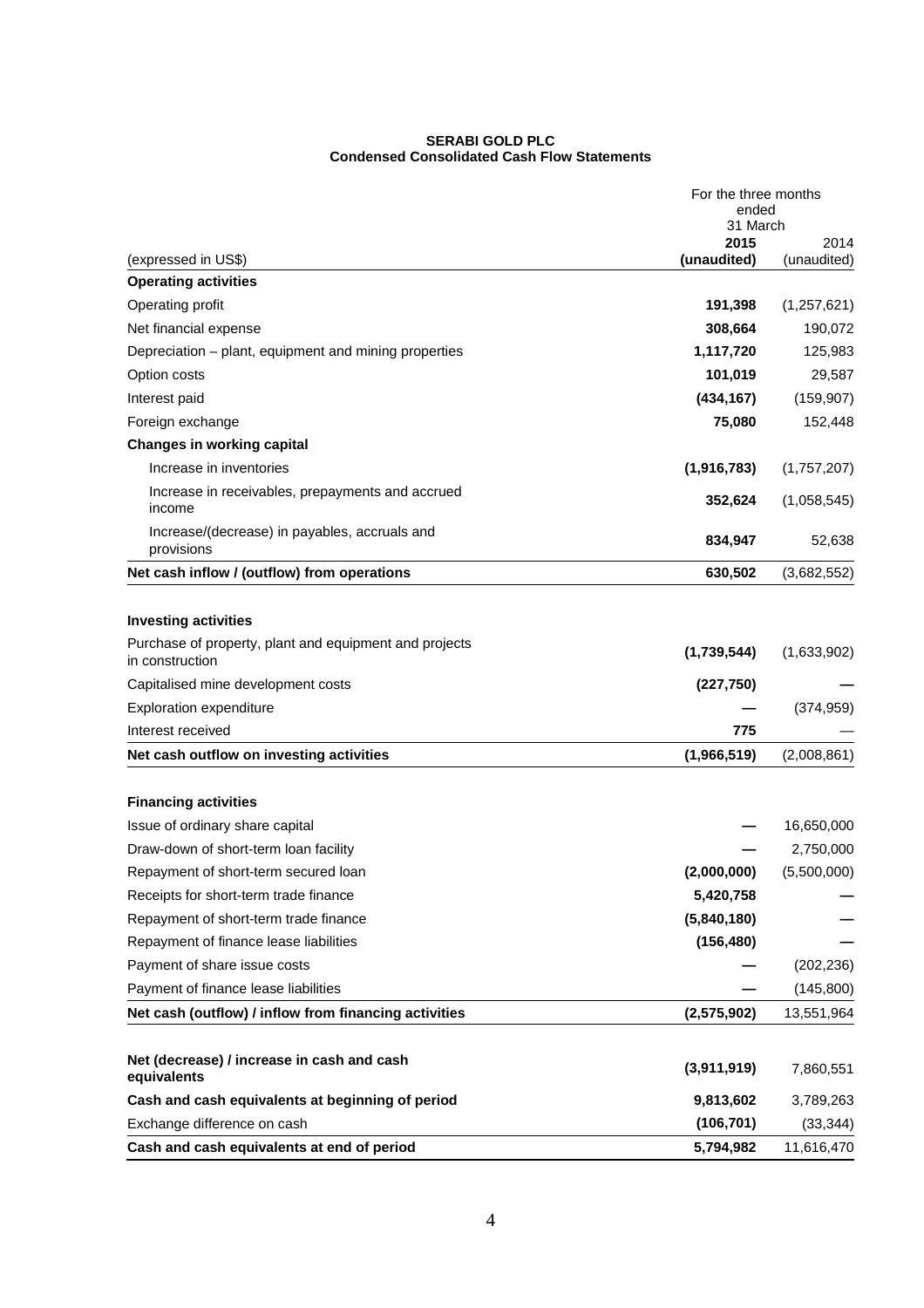**SERABI GOLD PLC**
**Condensed Consolidated Cash Flow Statements**

| (expressed in US$) | For the three months ended 31 March 2015 (unaudited) | 2014 (unaudited) |
|---|---|---|
| **Operating activities** | | |
| Operating profit | **191,398** | (1,257,621) |
| Net financial expense | **308,664** | 190,072 |
| Depreciation – plant, equipment and mining properties | **1,117,720** | 125,983 |
| Option costs | **101,019** | 29,587 |
| Interest paid | **(434,167)** | (159,907) |
| Foreign exchange | **75,080** | 152,448 |
| **Changes in working capital** | | |
| Increase in inventories | **(1,916,783)** | (1,757,207) |
| Increase in receivables, prepayments and accrued income | **352,624** | (1,058,545) |
| Increase/(decrease) in payables, accruals and provisions | **834,947** | 52,638 |
| **Net cash inflow / (outflow) from operations** | **630,502** | (3,682,552) |
| | | |
| **Investing activities** | | |
| Purchase of property, plant and equipment and projects in construction | **(1,739,544)** | (1,633,902) |
| Capitalised mine development costs | **(227,750)** | — |
| Exploration expenditure | **—** | (374,959) |
| Interest received | **775** | — |
| **Net cash outflow on investing activities** | **(1,966,519)** | (2,008,861) |
| | | |
| **Financing activities** | | |
| Issue of ordinary share capital | **—** | 16,650,000 |
| Draw-down of short-term loan facility | **—** | 2,750,000 |
| Repayment of short-term secured loan | **(2,000,000)** | (5,500,000) |
| Receipts for short-term trade finance | **5,420,758** | — |
| Repayment of short-term trade finance | **(5,840,180)** | — |
| Repayment of finance lease liabilities | **(156,480)** | — |
| Payment of share issue costs | **—** | (202,236) |
| Payment of finance lease liabilities | **—** | (145,800) |
| **Net cash (outflow) / inflow from financing activities** | **(2,575,902)** | 13,551,964 |
| | | |
| **Net (decrease) / increase in cash and cash equivalents** | **(3,911,919)** | 7,860,551 |
| **Cash and cash equivalents at beginning of period** | **9,813,602** | 3,789,263 |
| Exchange difference on cash | **(106,701)** | (33,344) |
| **Cash and cash equivalents at end of period** | **5,794,982** | 11,616,470 |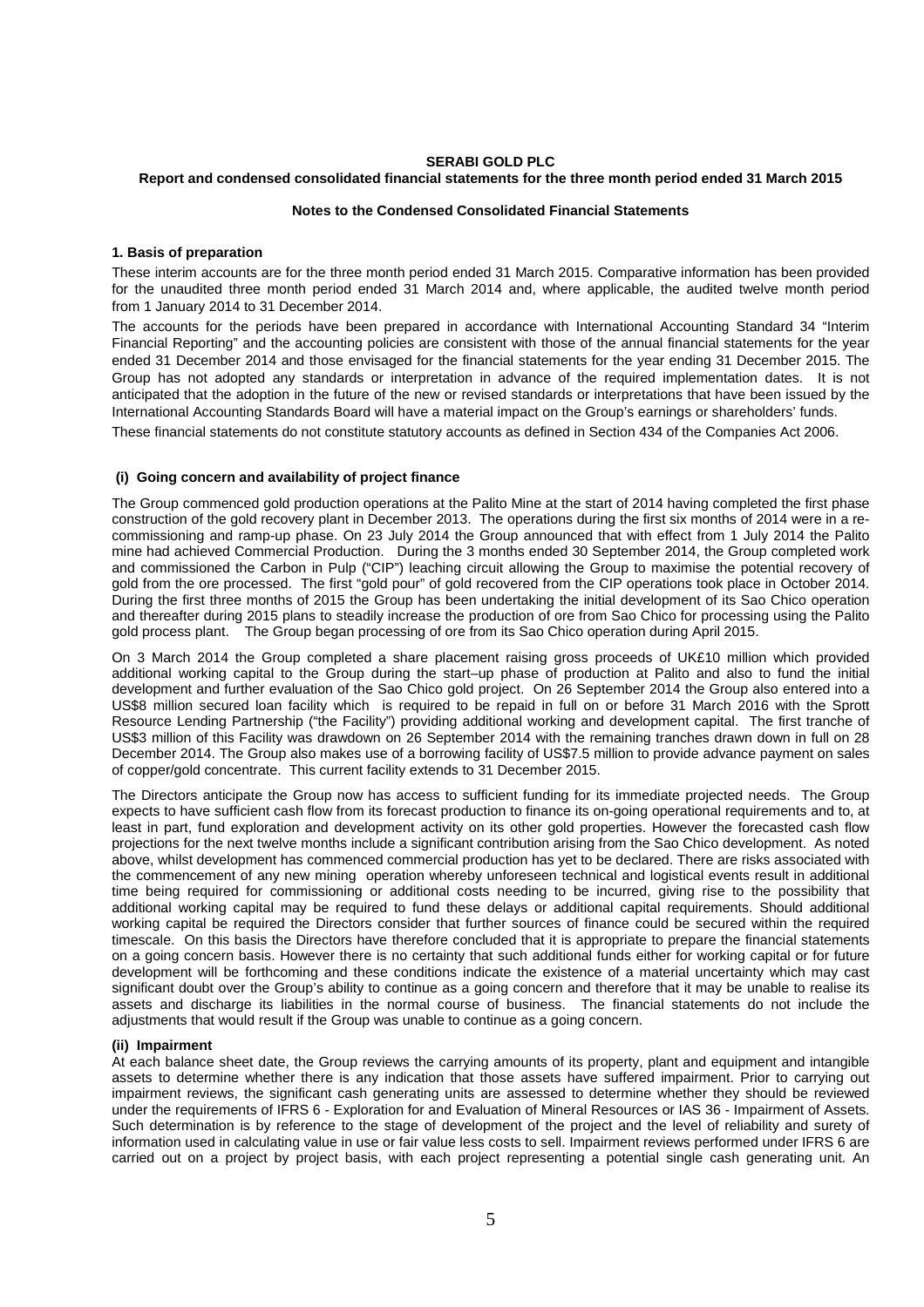**SERABI GOLD PLC**

**Report and condensed consolidated financial statements for the three month period ended 31 March 2015**

**Notes to the Condensed Consolidated Financial Statements**

**1. Basis of preparation**

These interim accounts are for the three month period ended 31 March 2015. Comparative information has been provided for the unaudited three month period ended 31 March 2014 and, where applicable, the audited twelve month period from 1 January 2014 to 31 December 2014.

The accounts for the periods have been prepared in accordance with International Accounting Standard 34 "Interim Financial Reporting" and the accounting policies are consistent with those of the annual financial statements for the year ended 31 December 2014 and those envisaged for the financial statements for the year ending 31 December 2015. The Group has not adopted any standards or interpretation in advance of the required implementation dates. It is not anticipated that the adoption in the future of the new or revised standards or interpretations that have been issued by the International Accounting Standards Board will have a material impact on the Group's earnings or shareholders' funds.

These financial statements do not constitute statutory accounts as defined in Section 434 of the Companies Act 2006.

**(i) Going concern and availability of project finance**

The Group commenced gold production operations at the Palito Mine at the start of 2014 having completed the first phase construction of the gold recovery plant in December 2013. The operations during the first six months of 2014 were in a re-commissioning and ramp-up phase. On 23 July 2014 the Group announced that with effect from 1 July 2014 the Palito mine had achieved Commercial Production. During the 3 months ended 30 September 2014, the Group completed work and commissioned the Carbon in Pulp ("CIP") leaching circuit allowing the Group to maximise the potential recovery of gold from the ore processed. The first "gold pour" of gold recovered from the CIP operations took place in October 2014. During the first three months of 2015 the Group has been undertaking the initial development of its Sao Chico operation and thereafter during 2015 plans to steadily increase the production of ore from Sao Chico for processing using the Palito gold process plant. The Group began processing of ore from its Sao Chico operation during April 2015.

On 3 March 2014 the Group completed a share placement raising gross proceeds of UK£10 million which provided additional working capital to the Group during the start–up phase of production at Palito and also to fund the initial development and further evaluation of the Sao Chico gold project. On 26 September 2014 the Group also entered into a US$8 million secured loan facility which is required to be repaid in full on or before 31 March 2016 with the Sprott Resource Lending Partnership ("the Facility") providing additional working and development capital. The first tranche of US$3 million of this Facility was drawdown on 26 September 2014 with the remaining tranches drawn down in full on 28 December 2014. The Group also makes use of a borrowing facility of US$7.5 million to provide advance payment on sales of copper/gold concentrate. This current facility extends to 31 December 2015.

The Directors anticipate the Group now has access to sufficient funding for its immediate projected needs. The Group expects to have sufficient cash flow from its forecast production to finance its on-going operational requirements and to, at least in part, fund exploration and development activity on its other gold properties. However the forecasted cash flow projections for the next twelve months include a significant contribution arising from the Sao Chico development. As noted above, whilst development has commenced commercial production has yet to be declared. There are risks associated with the commencement of any new mining operation whereby unforeseen technical and logistical events result in additional time being required for commissioning or additional costs needing to be incurred, giving rise to the possibility that additional working capital may be required to fund these delays or additional capital requirements. Should additional working capital be required the Directors consider that further sources of finance could be secured within the required timescale. On this basis the Directors have therefore concluded that it is appropriate to prepare the financial statements on a going concern basis. However there is no certainty that such additional funds either for working capital or for future development will be forthcoming and these conditions indicate the existence of a material uncertainty which may cast significant doubt over the Group's ability to continue as a going concern and therefore that it may be unable to realise its assets and discharge its liabilities in the normal course of business. The financial statements do not include the adjustments that would result if the Group was unable to continue as a going concern.

**(ii) Impairment**

At each balance sheet date, the Group reviews the carrying amounts of its property, plant and equipment and intangible assets to determine whether there is any indication that those assets have suffered impairment. Prior to carrying out impairment reviews, the significant cash generating units are assessed to determine whether they should be reviewed under the requirements of IFRS 6 - Exploration for and Evaluation of Mineral Resources or IAS 36 - Impairment of Assets. Such determination is by reference to the stage of development of the project and the level of reliability and surety of information used in calculating value in use or fair value less costs to sell. Impairment reviews performed under IFRS 6 are carried out on a project by project basis, with each project representing a potential single cash generating unit. An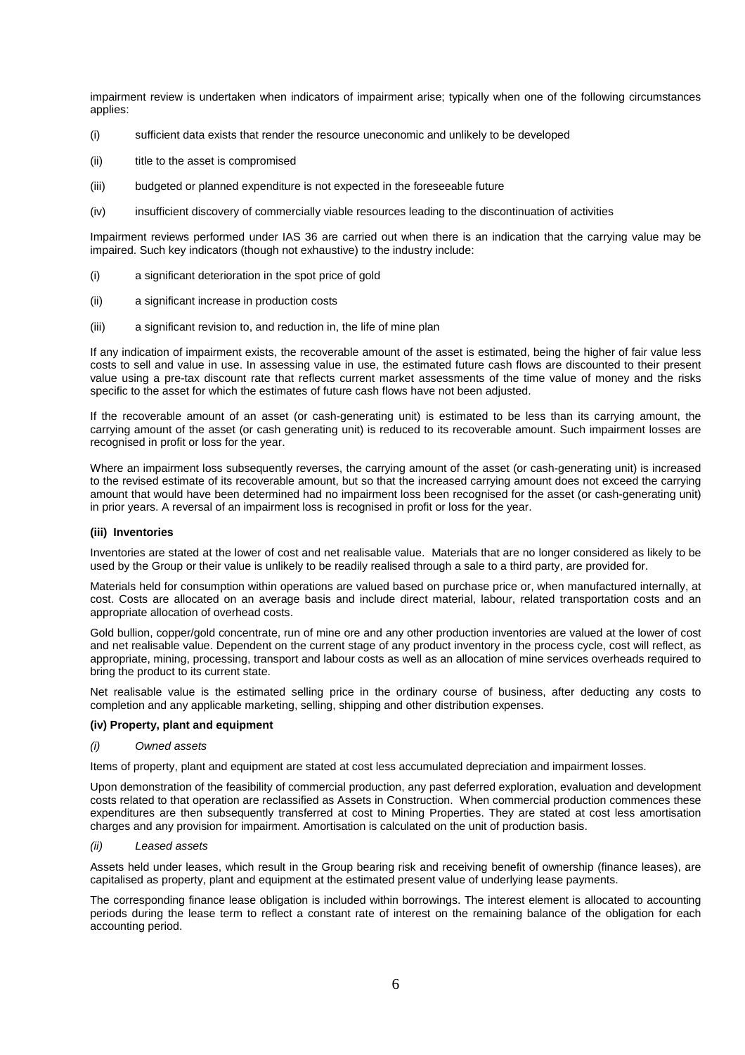impairment review is undertaken when indicators of impairment arise; typically when one of the following circumstances applies:

(i) sufficient data exists that render the resource uneconomic and unlikely to be developed

(ii) title to the asset is compromised

(iii) budgeted or planned expenditure is not expected in the foreseeable future

(iv) insufficient discovery of commercially viable resources leading to the discontinuation of activities

Impairment reviews performed under IAS 36 are carried out when there is an indication that the carrying value may be impaired. Such key indicators (though not exhaustive) to the industry include:

(i) a significant deterioration in the spot price of gold

(ii) a significant increase in production costs

(iii) a significant revision to, and reduction in, the life of mine plan

If any indication of impairment exists, the recoverable amount of the asset is estimated, being the higher of fair value less costs to sell and value in use. In assessing value in use, the estimated future cash flows are discounted to their present value using a pre-tax discount rate that reflects current market assessments of the time value of money and the risks specific to the asset for which the estimates of future cash flows have not been adjusted.

If the recoverable amount of an asset (or cash-generating unit) is estimated to be less than its carrying amount, the carrying amount of the asset (or cash generating unit) is reduced to its recoverable amount. Such impairment losses are recognised in profit or loss for the year.

Where an impairment loss subsequently reverses, the carrying amount of the asset (or cash-generating unit) is increased to the revised estimate of its recoverable amount, but so that the increased carrying amount does not exceed the carrying amount that would have been determined had no impairment loss been recognised for the asset (or cash-generating unit) in prior years. A reversal of an impairment loss is recognised in profit or loss for the year.

**(iii) Inventories**

Inventories are stated at the lower of cost and net realisable value. Materials that are no longer considered as likely to be used by the Group or their value is unlikely to be readily realised through a sale to a third party, are provided for.

Materials held for consumption within operations are valued based on purchase price or, when manufactured internally, at cost. Costs are allocated on an average basis and include direct material, labour, related transportation costs and an appropriate allocation of overhead costs.

Gold bullion, copper/gold concentrate, run of mine ore and any other production inventories are valued at the lower of cost and net realisable value. Dependent on the current stage of any product inventory in the process cycle, cost will reflect, as appropriate, mining, processing, transport and labour costs as well as an allocation of mine services overheads required to bring the product to its current state.

Net realisable value is the estimated selling price in the ordinary course of business, after deducting any costs to completion and any applicable marketing, selling, shipping and other distribution expenses.

**(iv) Property, plant and equipment**

*(i) Owned assets*

Items of property, plant and equipment are stated at cost less accumulated depreciation and impairment losses.

Upon demonstration of the feasibility of commercial production, any past deferred exploration, evaluation and development costs related to that operation are reclassified as Assets in Construction. When commercial production commences these expenditures are then subsequently transferred at cost to Mining Properties. They are stated at cost less amortisation charges and any provision for impairment. Amortisation is calculated on the unit of production basis.

*(ii) Leased assets*

Assets held under leases, which result in the Group bearing risk and receiving benefit of ownership (finance leases), are capitalised as property, plant and equipment at the estimated present value of underlying lease payments.

The corresponding finance lease obligation is included within borrowings. The interest element is allocated to accounting periods during the lease term to reflect a constant rate of interest on the remaining balance of the obligation for each accounting period.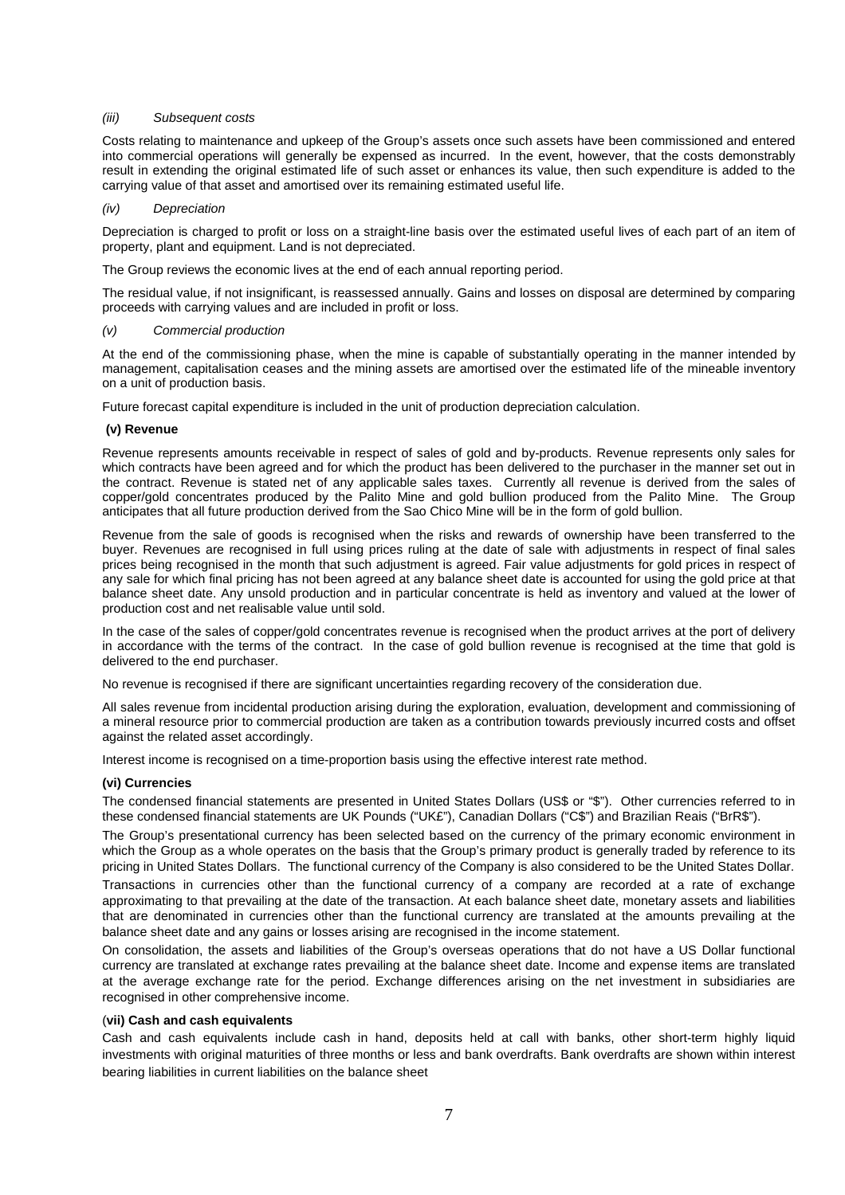*(iii) Subsequent costs*

Costs relating to maintenance and upkeep of the Group's assets once such assets have been commissioned and entered into commercial operations will generally be expensed as incurred. In the event, however, that the costs demonstrably result in extending the original estimated life of such asset or enhances its value, then such expenditure is added to the carrying value of that asset and amortised over its remaining estimated useful life.

*(iv) Depreciation*

Depreciation is charged to profit or loss on a straight-line basis over the estimated useful lives of each part of an item of property, plant and equipment. Land is not depreciated.

The Group reviews the economic lives at the end of each annual reporting period.

The residual value, if not insignificant, is reassessed annually. Gains and losses on disposal are determined by comparing proceeds with carrying values and are included in profit or loss.

*(v) Commercial production*

At the end of the commissioning phase, when the mine is capable of substantially operating in the manner intended by management, capitalisation ceases and the mining assets are amortised over the estimated life of the mineable inventory on a unit of production basis.

Future forecast capital expenditure is included in the unit of production depreciation calculation.

**(v) Revenue**

Revenue represents amounts receivable in respect of sales of gold and by-products. Revenue represents only sales for which contracts have been agreed and for which the product has been delivered to the purchaser in the manner set out in the contract. Revenue is stated net of any applicable sales taxes. Currently all revenue is derived from the sales of copper/gold concentrates produced by the Palito Mine and gold bullion produced from the Palito Mine. The Group anticipates that all future production derived from the Sao Chico Mine will be in the form of gold bullion.

Revenue from the sale of goods is recognised when the risks and rewards of ownership have been transferred to the buyer. Revenues are recognised in full using prices ruling at the date of sale with adjustments in respect of final sales prices being recognised in the month that such adjustment is agreed. Fair value adjustments for gold prices in respect of any sale for which final pricing has not been agreed at any balance sheet date is accounted for using the gold price at that balance sheet date. Any unsold production and in particular concentrate is held as inventory and valued at the lower of production cost and net realisable value until sold.

In the case of the sales of copper/gold concentrates revenue is recognised when the product arrives at the port of delivery in accordance with the terms of the contract. In the case of gold bullion revenue is recognised at the time that gold is delivered to the end purchaser.

No revenue is recognised if there are significant uncertainties regarding recovery of the consideration due.

All sales revenue from incidental production arising during the exploration, evaluation, development and commissioning of a mineral resource prior to commercial production are taken as a contribution towards previously incurred costs and offset against the related asset accordingly.

Interest income is recognised on a time-proportion basis using the effective interest rate method.

**(vi) Currencies**

The condensed financial statements are presented in United States Dollars (US$ or "$"). Other currencies referred to in these condensed financial statements are UK Pounds ("UK£"), Canadian Dollars ("C$") and Brazilian Reais ("BrR$").

The Group's presentational currency has been selected based on the currency of the primary economic environment in which the Group as a whole operates on the basis that the Group's primary product is generally traded by reference to its pricing in United States Dollars. The functional currency of the Company is also considered to be the United States Dollar.

Transactions in currencies other than the functional currency of a company are recorded at a rate of exchange approximating to that prevailing at the date of the transaction. At each balance sheet date, monetary assets and liabilities that are denominated in currencies other than the functional currency are translated at the amounts prevailing at the balance sheet date and any gains or losses arising are recognised in the income statement.

On consolidation, the assets and liabilities of the Group's overseas operations that do not have a US Dollar functional currency are translated at exchange rates prevailing at the balance sheet date. Income and expense items are translated at the average exchange rate for the period. Exchange differences arising on the net investment in subsidiaries are recognised in other comprehensive income.

(**vii) Cash and cash equivalents**

Cash and cash equivalents include cash in hand, deposits held at call with banks, other short-term highly liquid investments with original maturities of three months or less and bank overdrafts. Bank overdrafts are shown within interest bearing liabilities in current liabilities on the balance sheet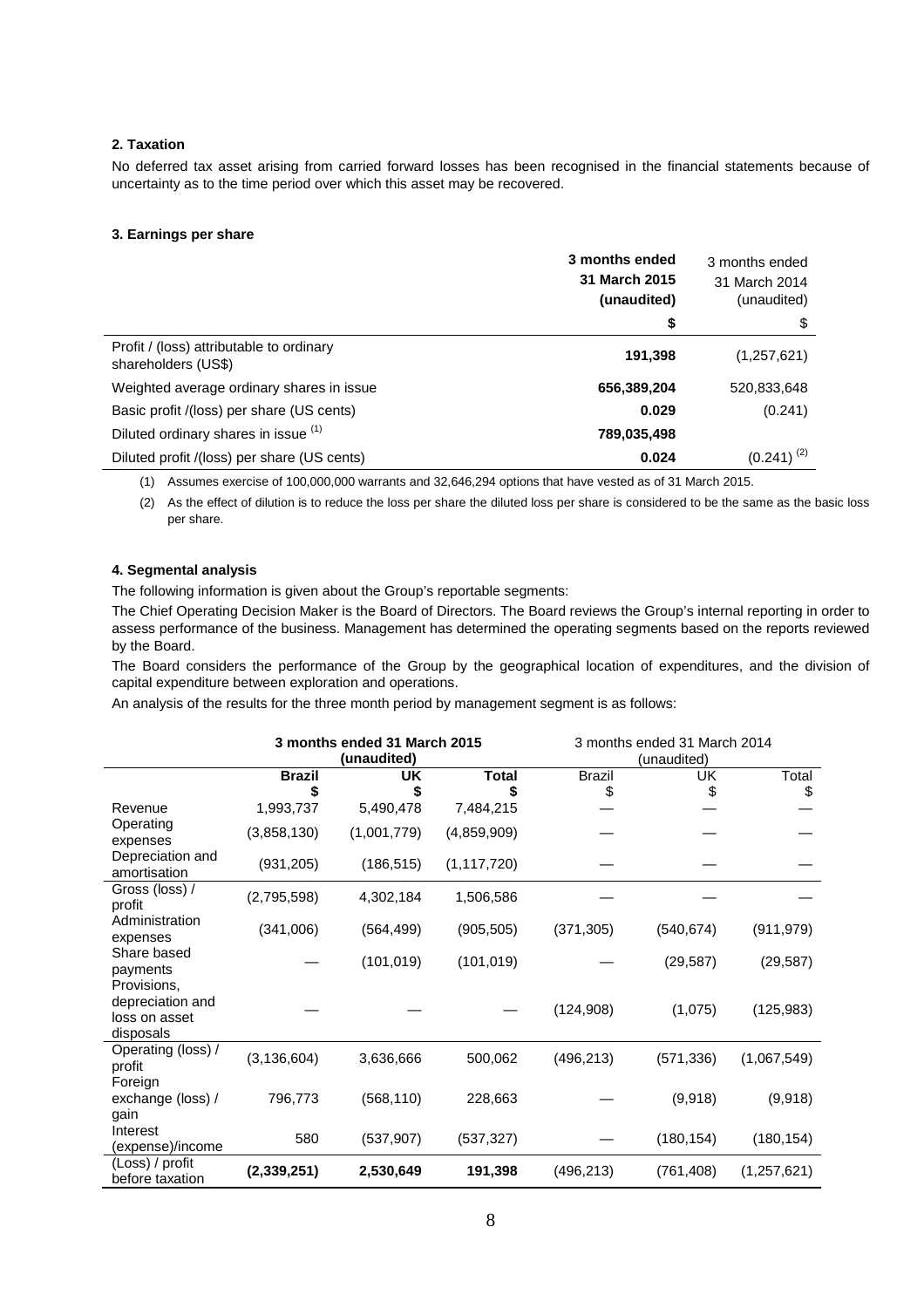**2. Taxation**

No deferred tax asset arising from carried forward losses has been recognised in the financial statements because of uncertainty as to the time period over which this asset may be recovered.

**3. Earnings per share**

| | **3 months ended 31 March 2015 (unaudited)** | 3 months ended 31 March 2014 (unaudited) |
|---|---|---|
| | **$** | $ |
| Profit / (loss) attributable to ordinary shareholders (US$) | **191,398** | (1,257,621) |
| Weighted average ordinary shares in issue | **656,389,204** | 520,833,648 |
| Basic profit /(loss) per share (US cents) | **0.029** | (0.241) |
| Diluted ordinary shares in issue [(1)] | **789,035,498** | |
| Diluted profit /(loss) per share (US cents) | **0.024** | (0.241) [(2)] |

(1) Assumes exercise of 100,000,000 warrants and 32,646,294 options that have vested as of 31 March 2015.

(2) As the effect of dilution is to reduce the loss per share the diluted loss per share is considered to be the same as the basic loss per share.

**4. Segmental analysis**

The following information is given about the Group's reportable segments:

The Chief Operating Decision Maker is the Board of Directors. The Board reviews the Group's internal reporting in order to assess performance of the business. Management has determined the operating segments based on the reports reviewed by the Board.

The Board considers the performance of the Group by the geographical location of expenditures, and the division of capital expenditure between exploration and operations.

An analysis of the results for the three month period by management segment is as follows:

| | **3 months ended 31 March 2015 (unaudited)** | | | 3 months ended 31 March 2014 (unaudited) | | |
|---|---|---|---|---|---|---|
| | **Brazil $** | **UK $** | **Total $** | Brazil $ | UK $ | Total $ |
| Revenue | 1,993,737 | 5,490,478 | 7,484,215 | — | — | — |
| Operating expenses | (3,858,130) | (1,001,779) | (4,859,909) | — | — | — |
| Depreciation and amortisation | (931,205) | (186,515) | (1,117,720) | — | — | — |
| Gross (loss) / profit | (2,795,598) | 4,302,184 | 1,506,586 | — | — | — |
| Administration expenses | (341,006) | (564,499) | (905,505) | (371,305) | (540,674) | (911,979) |
| Share based payments | — | (101,019) | (101,019) | — | (29,587) | (29,587) |
| Provisions, depreciation and loss on asset disposals | — | — | — | (124,908) | (1,075) | (125,983) |
| Operating (loss) / profit | (3,136,604) | 3,636,666 | 500,062 | (496,213) | (571,336) | (1,067,549) |
| Foreign exchange (loss) / gain | 796,773 | (568,110) | 228,663 | — | (9,918) | (9,918) |
| Interest (expense)/income | 580 | (537,907) | (537,327) | — | (180,154) | (180,154) |
| (Loss) / profit before taxation | **(2,339,251)** | **2,530,649** | **191,398** | (496,213) | (761,408) | (1,257,621) |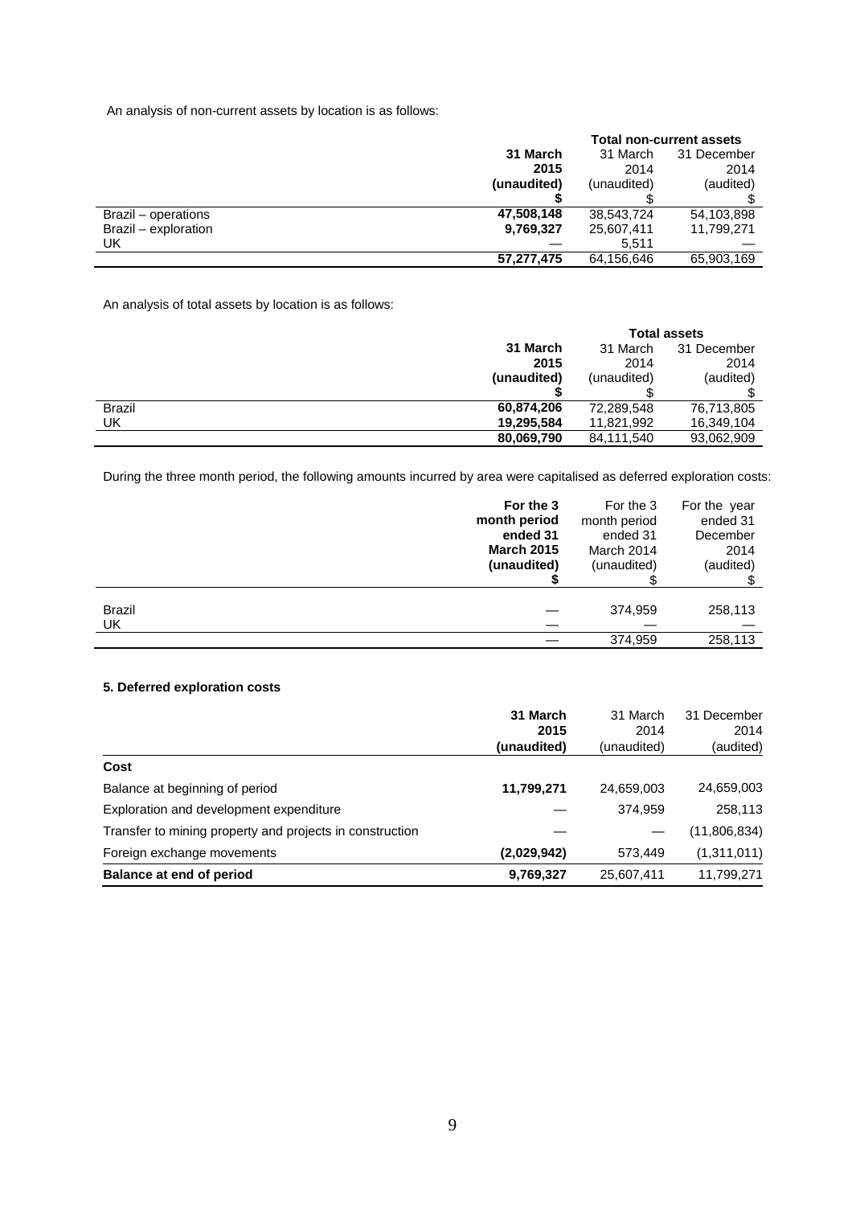An analysis of non-current assets by location is as follows:

| | Total non-current assets | | |
|---|---|---|---|
| | **31 March 2015 (unaudited) $** | 31 March 2014 (unaudited) $ | 31 December 2014 (audited) $ |
| Brazil – operations | **47,508,148** | 38,543,724 | 54,103,898 |
| Brazil – exploration | **9,769,327** | 25,607,411 | 11,799,271 |
| UK | **—** | 5,511 | — |
| | **57,277,475** | 64,156,646 | 65,903,169 |

An analysis of total assets by location is as follows:

| | Total assets | | |
|---|---|---|---|
| | **31 March 2015 (unaudited) $** | 31 March 2014 (unaudited) $ | 31 December 2014 (audited) $ |
| Brazil | **60,874,206** | 72,289,548 | 76,713,805 |
| UK | **19,295,584** | 11,821,992 | 16,349,104 |
| | **80,069,790** | 84,111,540 | 93,062,909 |

During the three month period, the following amounts incurred by area were capitalised as deferred exploration costs:

| | **For the 3 month period ended 31 March 2015 (unaudited) $** | For the 3 month period ended 31 March 2014 (unaudited) $ | For the year ended 31 December 2014 (audited) $ |
|---|---|---|---|
| Brazil | — | 374,959 | 258,113 |
| UK | — | — | — |
| | — | 374,959 | 258,113 |

### 5. Deferred exploration costs

| | **31 March 2015 (unaudited)** | 31 March 2014 (unaudited) | 31 December 2014 (audited) |
|---|---|---|---|
| **Cost** | | | |
| Balance at beginning of period | **11,799,271** | 24,659,003 | 24,659,003 |
| Exploration and development expenditure | — | 374,959 | 258,113 |
| Transfer to mining property and projects in construction | — | — | (11,806,834) |
| Foreign exchange movements | **(2,029,942)** | 573,449 | (1,311,011) |
| **Balance at end of period** | **9,769,327** | 25,607,411 | 11,799,271 |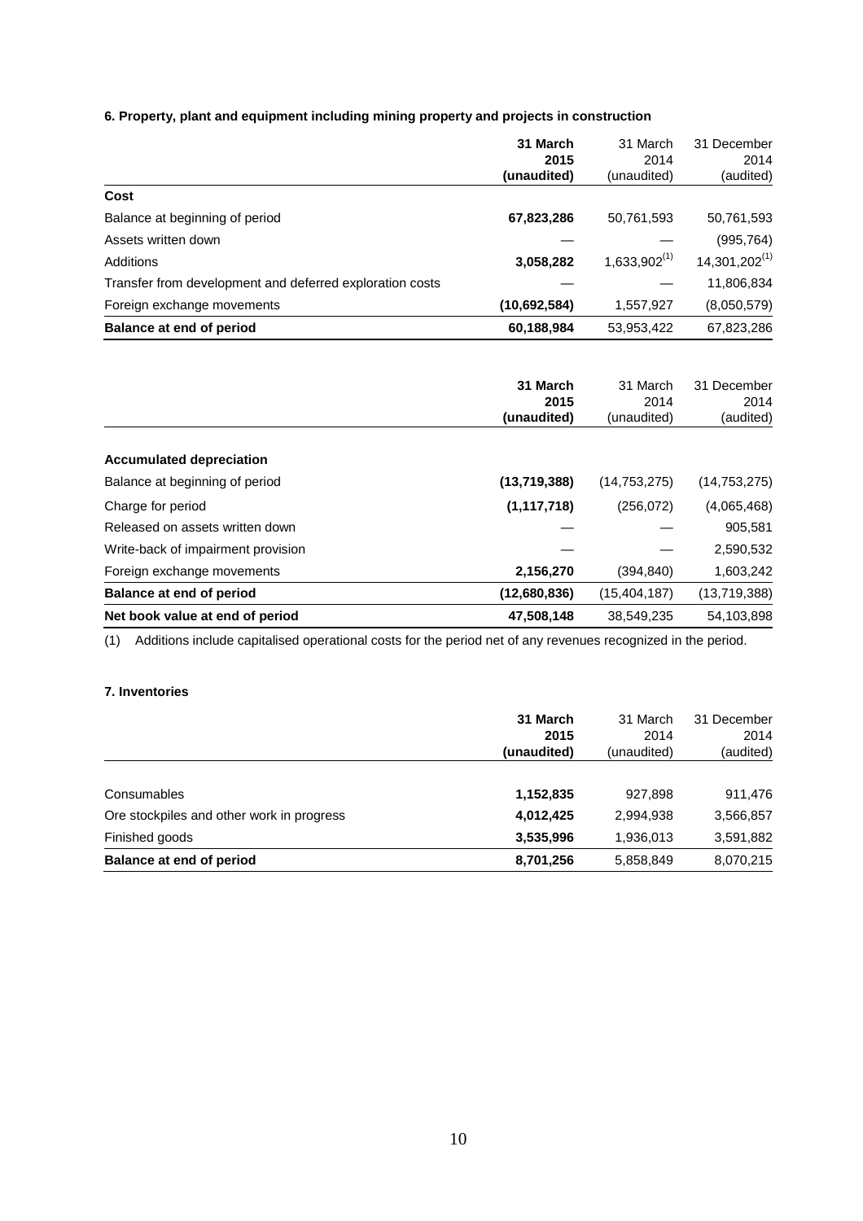**6. Property, plant and equipment including mining property and projects in construction**

| | **31 March 2015 (unaudited)** | 31 March 2014 (unaudited) | 31 December 2014 (audited) |
|---|---|---|---|
| **Cost** | | | |
| Balance at beginning of period | **67,823,286** | 50,761,593 | 50,761,593 |
| Assets written down | **—** | — | (995,764) |
| Additions | **3,058,282** | 1,633,902[(1)] | 14,301,202[(1)] |
| Transfer from development and deferred exploration costs | **—** | — | 11,806,834 |
| Foreign exchange movements | **(10,692,584)** | 1,557,927 | (8,050,579) |
| **Balance at end of period** | **60,188,984** | 53,953,422 | 67,823,286 |

| | **31 March 2015 (unaudited)** | 31 March 2014 (unaudited) | 31 December 2014 (audited) |
|---|---|---|---|
| **Accumulated depreciation** | | | |
| Balance at beginning of period | **(13,719,388)** | (14,753,275) | (14,753,275) |
| Charge for period | **(1,117,718)** | (256,072) | (4,065,468) |
| Released on assets written down | **—** | — | 905,581 |
| Write-back of impairment provision | **—** | — | 2,590,532 |
| Foreign exchange movements | **2,156,270** | (394,840) | 1,603,242 |
| **Balance at end of period** | **(12,680,836)** | (15,404,187) | (13,719,388) |
| **Net book value at end of period** | **47,508,148** | 38,549,235 | 54,103,898 |

(1) Additions include capitalised operational costs for the period net of any revenues recognized in the period.

**7. Inventories**

| | **31 March 2015 (unaudited)** | 31 March 2014 (unaudited) | 31 December 2014 (audited) |
|---|---|---|---|
| Consumables | **1,152,835** | 927,898 | 911,476 |
| Ore stockpiles and other work in progress | **4,012,425** | 2,994,938 | 3,566,857 |
| Finished goods | **3,535,996** | 1,936,013 | 3,591,882 |
| **Balance at end of period** | **8,701,256** | 5,858,849 | 8,070,215 |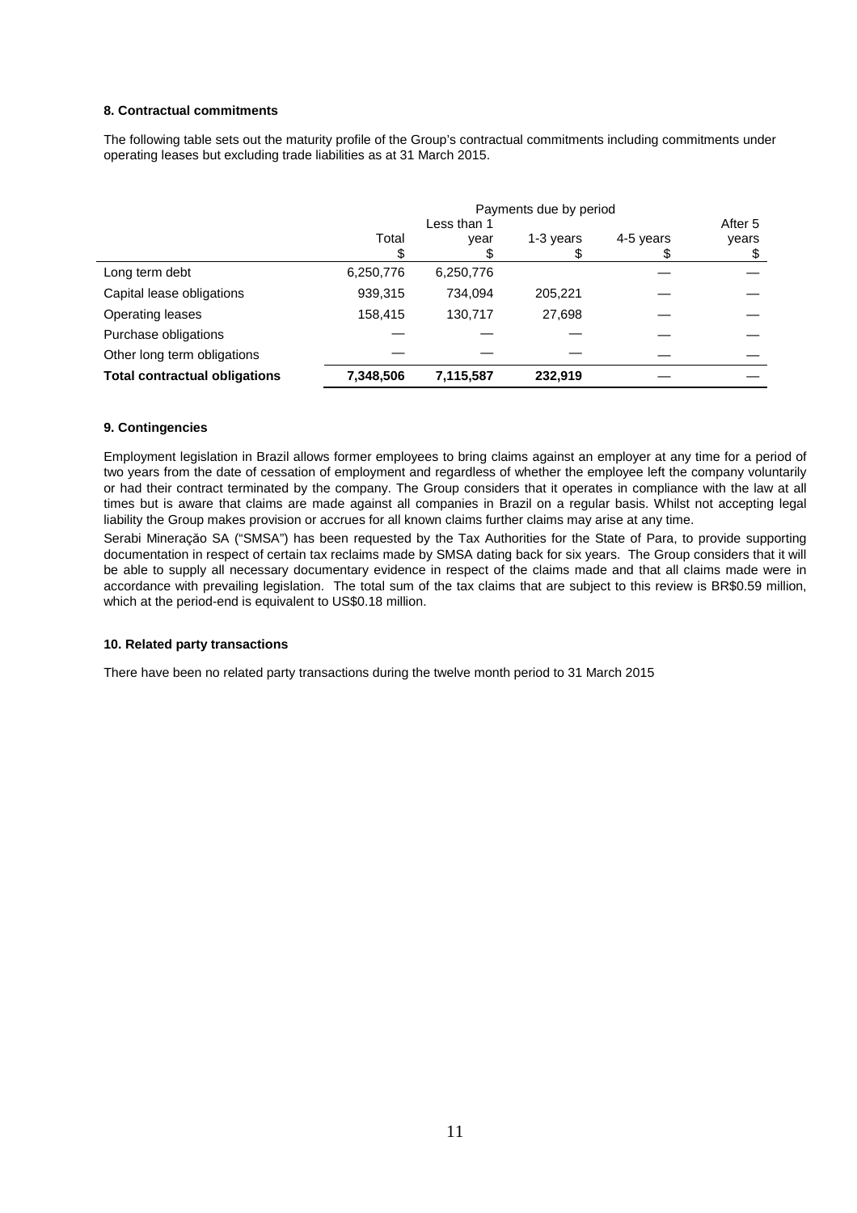**8. Contractual commitments**

The following table sets out the maturity profile of the Group's contractual commitments including commitments under operating leases but excluding trade liabilities as at 31 March 2015.

| | Payments due by period | | | | |
|---|---|---|---|---|---|
| | Total<br>$ | Less than 1 year<br>$ | 1-3 years<br>$ | 4-5 years<br>$ | After 5 years<br>$ |
| Long term debt | 6,250,776 | 6,250,776 | | — | — |
| Capital lease obligations | 939,315 | 734,094 | 205,221 | — | — |
| Operating leases | 158,415 | 130,717 | 27,698 | — | — |
| Purchase obligations | — | — | — | — | — |
| Other long term obligations | — | — | — | — | — |
| **Total contractual obligations** | **7,348,506** | **7,115,587** | **232,919** | — | — |

**9. Contingencies**

Employment legislation in Brazil allows former employees to bring claims against an employer at any time for a period of two years from the date of cessation of employment and regardless of whether the employee left the company voluntarily or had their contract terminated by the company. The Group considers that it operates in compliance with the law at all times but is aware that claims are made against all companies in Brazil on a regular basis. Whilst not accepting legal liability the Group makes provision or accrues for all known claims further claims may arise at any time.

Serabi Mineração SA ("SMSA") has been requested by the Tax Authorities for the State of Para, to provide supporting documentation in respect of certain tax reclaims made by SMSA dating back for six years. The Group considers that it will be able to supply all necessary documentary evidence in respect of the claims made and that all claims made were in accordance with prevailing legislation. The total sum of the tax claims that are subject to this review is BR$0.59 million, which at the period-end is equivalent to US$0.18 million.

**10. Related party transactions**

There have been no related party transactions during the twelve month period to 31 March 2015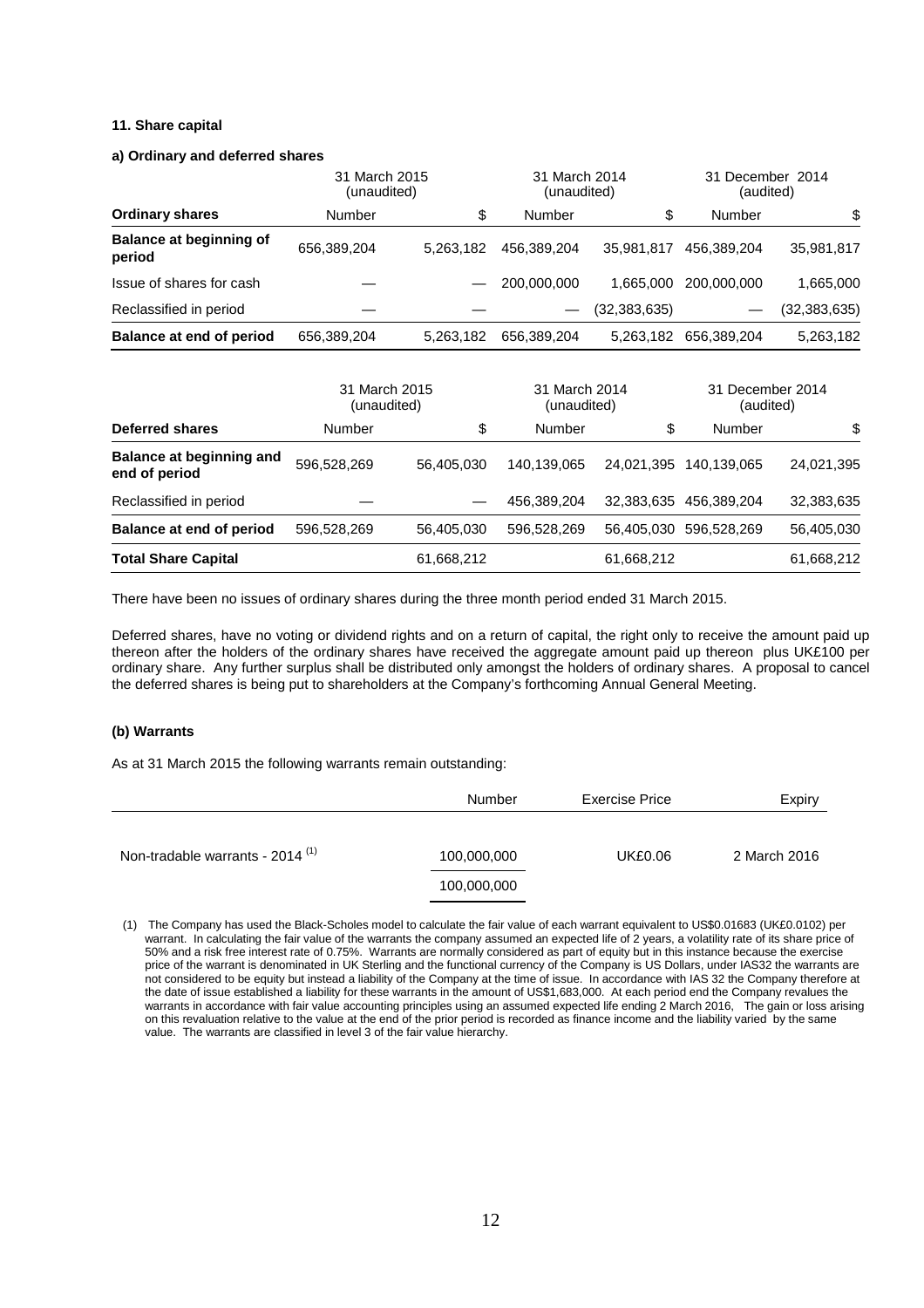### 11. Share capital

#### a) Ordinary and deferred shares

| | 31 March 2015 (unaudited) | | 31 March 2014 (unaudited) | | 31 December 2014 (audited) | |
|---|---|---|---|---|---|---|
| **Ordinary shares** | Number | $ | Number | $ | Number | $ |
| **Balance at beginning of period** | 656,389,204 | 5,263,182 | 456,389,204 | 35,981,817 | 456,389,204 | 35,981,817 |
| Issue of shares for cash | — | — | 200,000,000 | 1,665,000 | 200,000,000 | 1,665,000 |
| Reclassified in period | — | — | — | (32,383,635) | — | (32,383,635) |
| **Balance at end of period** | 656,389,204 | 5,263,182 | 656,389,204 | 5,263,182 | 656,389,204 | 5,263,182 |

| | 31 March 2015 (unaudited) | | 31 March 2014 (unaudited) | | 31 December 2014 (audited) | |
|---|---|---|---|---|---|---|
| **Deferred shares** | Number | $ | Number | $ | Number | $ |
| **Balance at beginning and end of period** | 596,528,269 | 56,405,030 | 140,139,065 | 24,021,395 | 140,139,065 | 24,021,395 |
| Reclassified in period | — | — | 456,389,204 | 32,383,635 | 456,389,204 | 32,383,635 |
| **Balance at end of period** | 596,528,269 | 56,405,030 | 596,528,269 | 56,405,030 | 596,528,269 | 56,405,030 |
| **Total Share Capital** | | 61,668,212 | | 61,668,212 | | 61,668,212 |

There have been no issues of ordinary shares during the three month period ended 31 March 2015.

Deferred shares, have no voting or dividend rights and on a return of capital, the right only to receive the amount paid up thereon after the holders of the ordinary shares have received the aggregate amount paid up thereon plus UK£100 per ordinary share. Any further surplus shall be distributed only amongst the holders of ordinary shares. A proposal to cancel the deferred shares is being put to shareholders at the Company's forthcoming Annual General Meeting.

#### (b) Warrants

As at 31 March 2015 the following warrants remain outstanding:

| | Number | Exercise Price | Expiry |
|---|---|---|---|
| Non-tradable warrants - 2014 [(1)] | 100,000,000 | UK£0.06 | 2 March 2016 |
| | 100,000,000 | | |

(1) The Company has used the Black-Scholes model to calculate the fair value of each warrant equivalent to US$0.01683 (UK£0.0102) per warrant. In calculating the fair value of the warrants the company assumed an expected life of 2 years, a volatility rate of its share price of 50% and a risk free interest rate of 0.75%. Warrants are normally considered as part of equity but in this instance because the exercise price of the warrant is denominated in UK Sterling and the functional currency of the Company is US Dollars, under IAS32 the warrants are not considered to be equity but instead a liability of the Company at the time of issue. In accordance with IAS 32 the Company therefore at the date of issue established a liability for these warrants in the amount of US$1,683,000. At each period end the Company revalues the warrants in accordance with fair value accounting principles using an assumed expected life ending 2 March 2016, The gain or loss arising on this revaluation relative to the value at the end of the prior period is recorded as finance income and the liability varied by the same value. The warrants are classified in level 3 of the fair value hierarchy.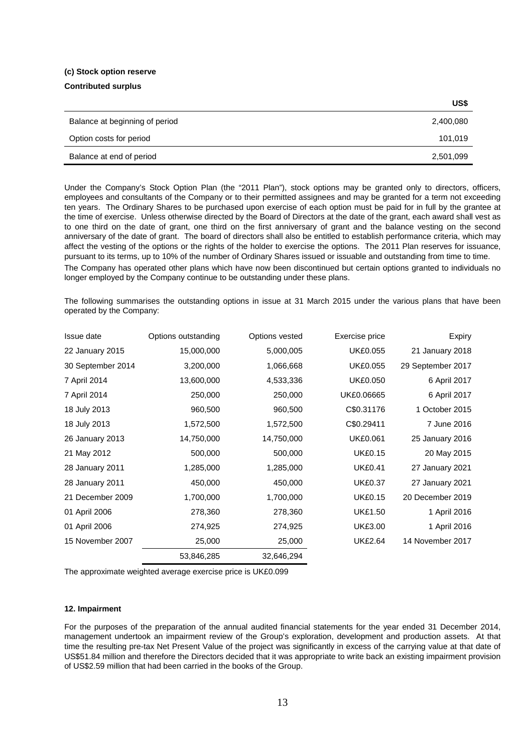**(c) Stock option reserve**

**Contributed surplus**

| | US$ |
|---|---|
| Balance at beginning of period | 2,400,080 |
| Option costs for period | 101,019 |
| Balance at end of period | 2,501,099 |

Under the Company's Stock Option Plan (the "2011 Plan"), stock options may be granted only to directors, officers, employees and consultants of the Company or to their permitted assignees and may be granted for a term not exceeding ten years. The Ordinary Shares to be purchased upon exercise of each option must be paid for in full by the grantee at the time of exercise. Unless otherwise directed by the Board of Directors at the date of the grant, each award shall vest as to one third on the date of grant, one third on the first anniversary of grant and the balance vesting on the second anniversary of the date of grant. The board of directors shall also be entitled to establish performance criteria, which may affect the vesting of the options or the rights of the holder to exercise the options. The 2011 Plan reserves for issuance, pursuant to its terms, up to 10% of the number of Ordinary Shares issued or issuable and outstanding from time to time.

The Company has operated other plans which have now been discontinued but certain options granted to individuals no longer employed by the Company continue to be outstanding under these plans.

The following summarises the outstanding options in issue at 31 March 2015 under the various plans that have been operated by the Company:

| Issue date | Options outstanding | Options vested | Exercise price | Expiry |
|---|---|---|---|---|
| 22 January 2015 | 15,000,000 | 5,000,005 | UK£0.055 | 21 January 2018 |
| 30 September 2014 | 3,200,000 | 1,066,668 | UK£0.055 | 29 September 2017 |
| 7 April 2014 | 13,600,000 | 4,533,336 | UK£0.050 | 6 April 2017 |
| 7 April 2014 | 250,000 | 250,000 | UK£0.06665 | 6 April 2017 |
| 18 July 2013 | 960,500 | 960,500 | C$0.31176 | 1 October 2015 |
| 18 July 2013 | 1,572,500 | 1,572,500 | C$0.29411 | 7 June 2016 |
| 26 January 2013 | 14,750,000 | 14,750,000 | UK£0.061 | 25 January 2016 |
| 21 May 2012 | 500,000 | 500,000 | UK£0.15 | 20 May 2015 |
| 28 January 2011 | 1,285,000 | 1,285,000 | UK£0.41 | 27 January 2021 |
| 28 January 2011 | 450,000 | 450,000 | UK£0.37 | 27 January 2021 |
| 21 December 2009 | 1,700,000 | 1,700,000 | UK£0.15 | 20 December 2019 |
| 01 April 2006 | 278,360 | 278,360 | UK£1.50 | 1 April 2016 |
| 01 April 2006 | 274,925 | 274,925 | UK£3.00 | 1 April 2016 |
| 15 November 2007 | 25,000 | 25,000 | UK£2.64 | 14 November 2017 |
| | 53,846,285 | 32,646,294 | | |

The approximate weighted average exercise price is UK£0.099

**12. Impairment**

For the purposes of the preparation of the annual audited financial statements for the year ended 31 December 2014, management undertook an impairment review of the Group's exploration, development and production assets. At that time the resulting pre-tax Net Present Value of the project was significantly in excess of the carrying value at that date of US$51.84 million and therefore the Directors decided that it was appropriate to write back an existing impairment provision of US$2.59 million that had been carried in the books of the Group.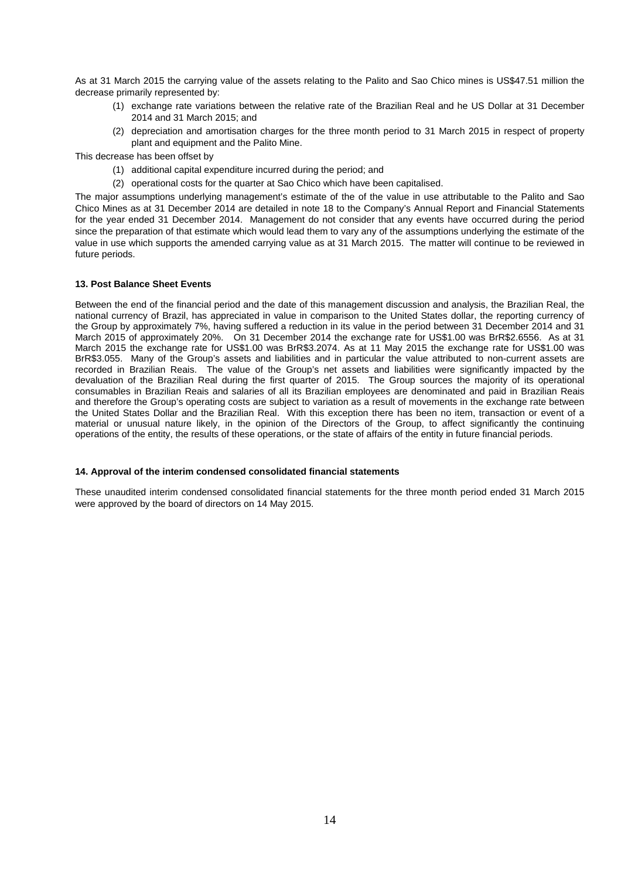As at 31 March 2015 the carrying value of the assets relating to the Palito and Sao Chico mines is US$47.51 million the decrease primarily represented by:

(1) exchange rate variations between the relative rate of the Brazilian Real and he US Dollar at 31 December 2014 and 31 March 2015; and

(2) depreciation and amortisation charges for the three month period to 31 March 2015 in respect of property plant and equipment and the Palito Mine.

This decrease has been offset by

(1) additional capital expenditure incurred during the period; and

(2) operational costs for the quarter at Sao Chico which have been capitalised.

The major assumptions underlying management's estimate of the of the value in use attributable to the Palito and Sao Chico Mines as at 31 December 2014 are detailed in note 18 to the Company's Annual Report and Financial Statements for the year ended 31 December 2014. Management do not consider that any events have occurred during the period since the preparation of that estimate which would lead them to vary any of the assumptions underlying the estimate of the value in use which supports the amended carrying value as at 31 March 2015. The matter will continue to be reviewed in future periods.

**13. Post Balance Sheet Events**

Between the end of the financial period and the date of this management discussion and analysis, the Brazilian Real, the national currency of Brazil, has appreciated in value in comparison to the United States dollar, the reporting currency of the Group by approximately 7%, having suffered a reduction in its value in the period between 31 December 2014 and 31 March 2015 of approximately 20%. On 31 December 2014 the exchange rate for US$1.00 was BrR$2.6556. As at 31 March 2015 the exchange rate for US$1.00 was BrR$3.2074. As at 11 May 2015 the exchange rate for US$1.00 was BrR$3.055. Many of the Group's assets and liabilities and in particular the value attributed to non-current assets are recorded in Brazilian Reais. The value of the Group's net assets and liabilities were significantly impacted by the devaluation of the Brazilian Real during the first quarter of 2015. The Group sources the majority of its operational consumables in Brazilian Reais and salaries of all its Brazilian employees are denominated and paid in Brazilian Reais and therefore the Group's operating costs are subject to variation as a result of movements in the exchange rate between the United States Dollar and the Brazilian Real. With this exception there has been no item, transaction or event of a material or unusual nature likely, in the opinion of the Directors of the Group, to affect significantly the continuing operations of the entity, the results of these operations, or the state of affairs of the entity in future financial periods.

**14. Approval of the interim condensed consolidated financial statements**

These unaudited interim condensed consolidated financial statements for the three month period ended 31 March 2015 were approved by the board of directors on 14 May 2015.